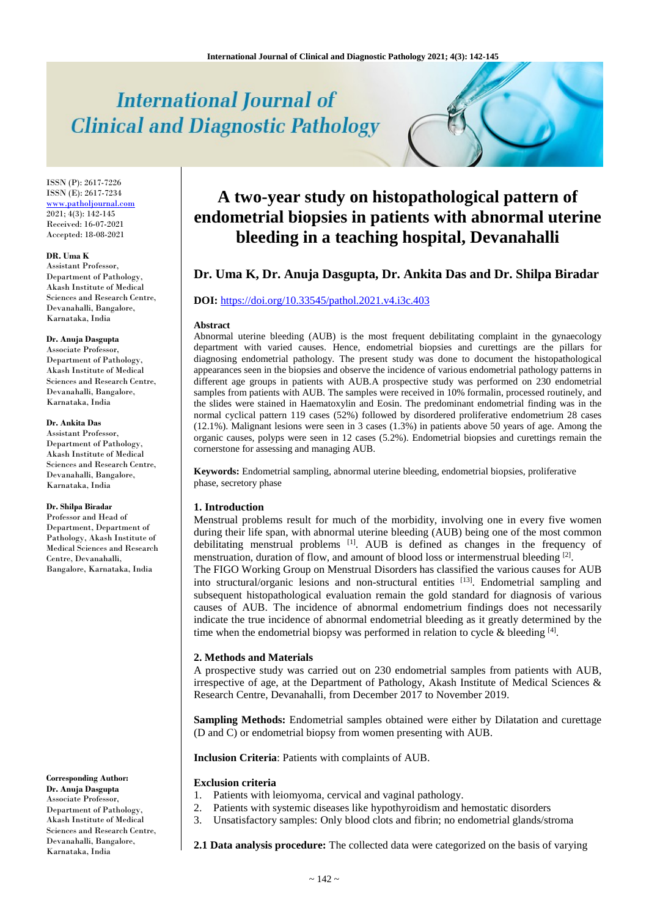# International Journal of Clinical and Diagnostic Pathology

ISSN (P): 2617-7226
ISSN (E): 2617-7234
www.patholjournal.com
2021; 4(3): 142-145
Received: 16-07-2021
Accepted: 18-08-2021

**DR. Uma K**
Assistant Professor, Department of Pathology, Akash Institute of Medical Sciences and Research Centre, Devanahalli, Bangalore, Karnataka, India

**Dr. Anuja Dasgupta**
Associate Professor, Department of Pathology, Akash Institute of Medical Sciences and Research Centre, Devanahalli, Bangalore, Karnataka, India

**Dr. Ankita Das**
Assistant Professor, Department of Pathology, Akash Institute of Medical Sciences and Research Centre, Devanahalli, Bangalore, Karnataka, India

**Dr. Shilpa Biradar**
Professor and Head of Department, Department of Pathology, Akash Institute of Medical Sciences and Research Centre, Devanahalli, Bangalore, Karnataka, India

**Corresponding Author:**
**Dr. Anuja Dasgupta**
Associate Professor, Department of Pathology, Akash Institute of Medical Sciences and Research Centre, Devanahalli, Bangalore, Karnataka, India

# A two-year study on histopathological pattern of endometrial biopsies in patients with abnormal uterine bleeding in a teaching hospital, Devanahalli

## Dr. Uma K, Dr. Anuja Dasgupta, Dr. Ankita Das and Dr. Shilpa Biradar

**DOI:** https://doi.org/10.33545/pathol.2021.v4.i3c.403

### Abstract

Abnormal uterine bleeding (AUB) is the most frequent debilitating complaint in the gynaecology department with varied causes. Hence, endometrial biopsies and curettings are the pillars for diagnosing endometrial pathology. The present study was done to document the histopathological appearances seen in the biopsies and observe the incidence of various endometrial pathology patterns in different age groups in patients with AUB.A prospective study was performed on 230 endometrial samples from patients with AUB. The samples were received in 10% formalin, processed routinely, and the slides were stained in Haematoxylin and Eosin. The predominant endometrial finding was in the normal cyclical pattern 119 cases (52%) followed by disordered proliferative endometrium 28 cases (12.1%). Malignant lesions were seen in 3 cases (1.3%) in patients above 50 years of age. Among the organic causes, polyps were seen in 12 cases (5.2%). Endometrial biopsies and curettings remain the cornerstone for assessing and managing AUB.

**Keywords:** Endometrial sampling, abnormal uterine bleeding, endometrial biopsies, proliferative phase, secretory phase

## 1. Introduction

Menstrual problems result for much of the morbidity, involving one in every five women during their life span, with abnormal uterine bleeding (AUB) being one of the most common debilitating menstrual problems [1]. AUB is defined as changes in the frequency of menstruation, duration of flow, and amount of blood loss or intermenstrual bleeding [2].

The FIGO Working Group on Menstrual Disorders has classified the various causes for AUB into structural/organic lesions and non-structural entities [13]. Endometrial sampling and subsequent histopathological evaluation remain the gold standard for diagnosis of various causes of AUB. The incidence of abnormal endometrium findings does not necessarily indicate the true incidence of abnormal endometrial bleeding as it greatly determined by the time when the endometrial biopsy was performed in relation to cycle & bleeding [4].

## 2. Methods and Materials

A prospective study was carried out on 230 endometrial samples from patients with AUB, irrespective of age, at the Department of Pathology, Akash Institute of Medical Sciences & Research Centre, Devanahalli, from December 2017 to November 2019.

**Sampling Methods:** Endometrial samples obtained were either by Dilatation and curettage (D and C) or endometrial biopsy from women presenting with AUB.

**Inclusion Criteria**: Patients with complaints of AUB.

**Exclusion criteria**

1. Patients with leiomyoma, cervical and vaginal pathology.
2. Patients with systemic diseases like hypothyroidism and hemostatic disorders
3. Unsatisfactory samples: Only blood clots and fibrin; no endometrial glands/stroma

**2.1 Data analysis procedure:** The collected data were categorized on the basis of varying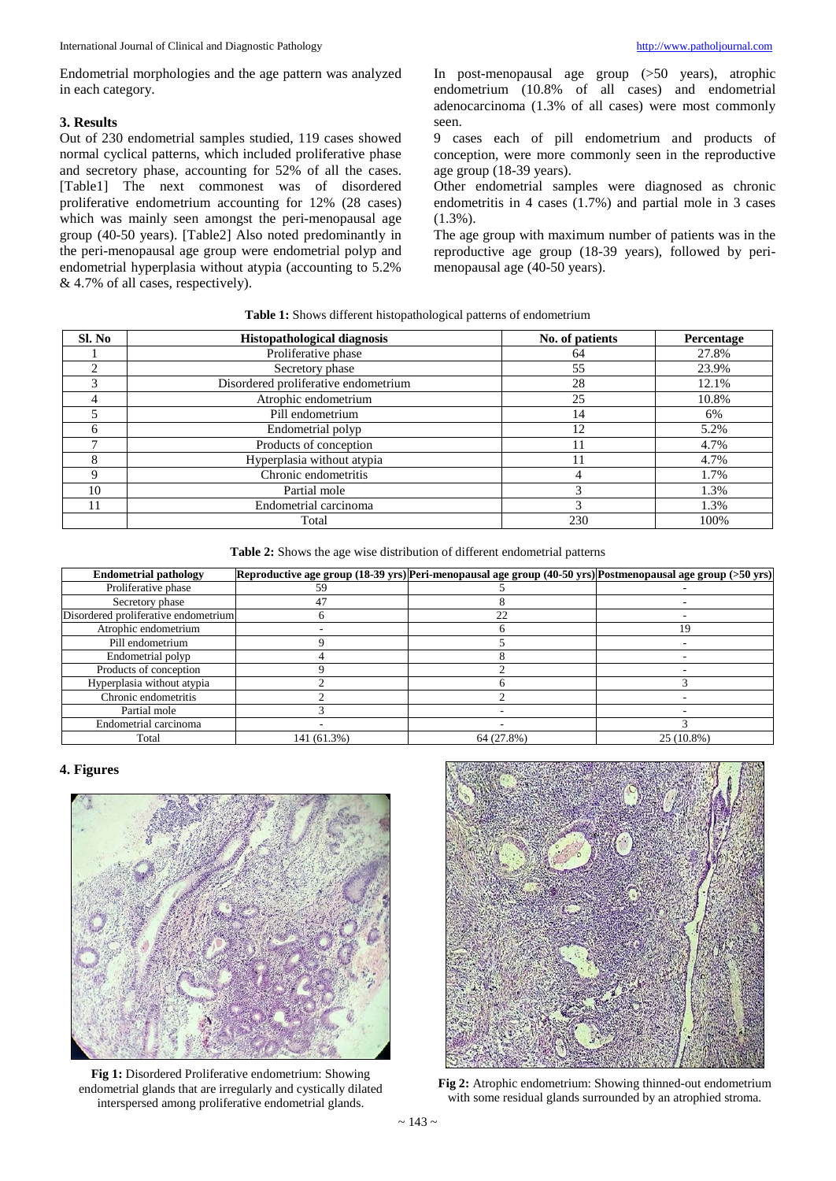Endometrial morphologies and the age pattern was analyzed in each category.

## 3. Results

Out of 230 endometrial samples studied, 119 cases showed normal cyclical patterns, which included proliferative phase and secretory phase, accounting for 52% of all the cases. [Table1] The next commonest was of disordered proliferative endometrium accounting for 12% (28 cases) which was mainly seen amongst the peri-menopausal age group (40-50 years). [Table2] Also noted predominantly in the peri-menopausal age group were endometrial polyp and endometrial hyperplasia without atypia (accounting to 5.2% & 4.7% of all cases, respectively).

In post-menopausal age group (>50 years), atrophic endometrium (10.8% of all cases) and endometrial adenocarcinoma (1.3% of all cases) were most commonly seen.

9 cases each of pill endometrium and products of conception, were more commonly seen in the reproductive age group (18-39 years).

Other endometrial samples were diagnosed as chronic endometritis in 4 cases (1.7%) and partial mole in 3 cases (1.3%).

The age group with maximum number of patients was in the reproductive age group (18-39 years), followed by peri-menopausal age (40-50 years).

**Table 1:** Shows different histopathological patterns of endometrium

| Sl. No | Histopathological diagnosis | No. of patients | Percentage |
|---|---|---|---|
| 1 | Proliferative phase | 64 | 27.8% |
| 2 | Secretory phase | 55 | 23.9% |
| 3 | Disordered proliferative endometrium | 28 | 12.1% |
| 4 | Atrophic endometrium | 25 | 10.8% |
| 5 | Pill endometrium | 14 | 6% |
| 6 | Endometrial polyp | 12 | 5.2% |
| 7 | Products of conception | 11 | 4.7% |
| 8 | Hyperplasia without atypia | 11 | 4.7% |
| 9 | Chronic endometritis | 4 | 1.7% |
| 10 | Partial mole | 3 | 1.3% |
| 11 | Endometrial carcinoma | 3 | 1.3% |
| | Total | 230 | 100% |

**Table 2:** Shows the age wise distribution of different endometrial patterns

| Endometrial pathology | Reproductive age group (18-39 yrs) | Peri-menopausal age group (40-50 yrs) | Postmenopausal age group (>50 yrs) |
|---|---|---|---|
| Proliferative phase | 59 | 5 | - |
| Secretory phase | 47 | 8 | - |
| Disordered proliferative endometrium | 6 | 22 | - |
| Atrophic endometrium | - | 6 | 19 |
| Pill endometrium | 9 | 5 | - |
| Endometrial polyp | 4 | 8 | - |
| Products of conception | 9 | 2 | - |
| Hyperplasia without atypia | 2 | 6 | 3 |
| Chronic endometritis | 2 | 2 | - |
| Partial mole | 3 | - | - |
| Endometrial carcinoma | - | - | 3 |
| Total | 141 (61.3%) | 64 (27.8%) | 25 (10.8%) |

## 4. Figures

**Fig 1:** Disordered Proliferative endometrium: Showing endometrial glands that are irregularly and cystically dilated interspersed among proliferative endometrial glands.

**Fig 2:** Atrophic endometrium: Showing thinned-out endometrium with some residual glands surrounded by an atrophied stroma.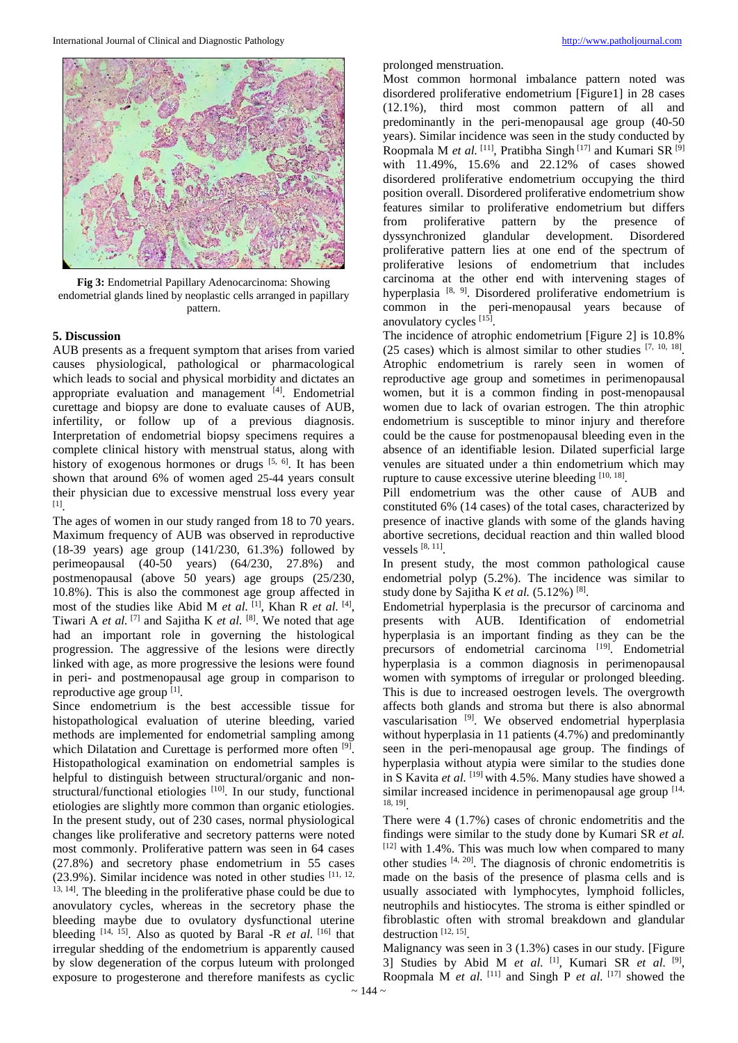**Fig 3:** Endometrial Papillary Adenocarcinoma: Showing endometrial glands lined by neoplastic cells arranged in papillary pattern.

## 5. Discussion

AUB presents as a frequent symptom that arises from varied causes physiological, pathological or pharmacological which leads to social and physical morbidity and dictates an appropriate evaluation and management [4]. Endometrial curettage and biopsy are done to evaluate causes of AUB, infertility, or follow up of a previous diagnosis. Interpretation of endometrial biopsy specimens requires a complete clinical history with menstrual status, along with history of exogenous hormones or drugs [5, 6]. It has been shown that around 6% of women aged 25-44 years consult their physician due to excessive menstrual loss every year [1].

The ages of women in our study ranged from 18 to 70 years. Maximum frequency of AUB was observed in reproductive (18-39 years) age group (141/230, 61.3%) followed by perimeopausal (40-50 years) (64/230, 27.8%) and postmenopausal (above 50 years) age groups (25/230, 10.8%). This is also the commonest age group affected in most of the studies like Abid M *et al.* [1], Khan R *et al.* [4], Tiwari A *et al.* [7] and Sajitha K *et al.* [8]. We noted that age had an important role in governing the histological progression. The aggressive of the lesions were directly linked with age, as more progressive the lesions were found in peri- and postmenopausal age group in comparison to reproductive age group [1].

Since endometrium is the best accessible tissue for histopathological evaluation of uterine bleeding, varied methods are implemented for endometrial sampling among which Dilatation and Curettage is performed more often [9]. Histopathological examination on endometrial samples is helpful to distinguish between structural/organic and non-structural/functional etiologies [10]. In our study, functional etiologies are slightly more common than organic etiologies. In the present study, out of 230 cases, normal physiological changes like proliferative and secretory patterns were noted most commonly. Proliferative pattern was seen in 64 cases (27.8%) and secretory phase endometrium in 55 cases (23.9%). Similar incidence was noted in other studies [11, 12, 13, 14]. The bleeding in the proliferative phase could be due to anovulatory cycles, whereas in the secretory phase the bleeding maybe due to ovulatory dysfunctional uterine bleeding [14, 15]. Also as quoted by Baral -R *et al.* [16] that irregular shedding of the endometrium is apparently caused by slow degeneration of the corpus luteum with prolonged exposure to progesterone and therefore manifests as cyclic prolonged menstruation.

Most common hormonal imbalance pattern noted was disordered proliferative endometrium [Figure1] in 28 cases (12.1%), third most common pattern of all and predominantly in the peri-menopausal age group (40-50 years). Similar incidence was seen in the study conducted by Roopmala M *et al.* [11], Pratibha Singh [17] and Kumari SR [9] with 11.49%, 15.6% and 22.12% of cases showed disordered proliferative endometrium occupying the third position overall. Disordered proliferative endometrium show features similar to proliferative endometrium but differs from proliferative pattern by the presence of dyssynchronized glandular development. Disordered proliferative pattern lies at one end of the spectrum of proliferative lesions of endometrium that includes carcinoma at the other end with intervening stages of hyperplasia [8, 9]. Disordered proliferative endometrium is common in the peri-menopausal years because of anovulatory cycles [15].

The incidence of atrophic endometrium [Figure 2] is 10.8% (25 cases) which is almost similar to other studies [7, 10, 18]. Atrophic endometrium is rarely seen in women of reproductive age group and sometimes in perimenopausal women, but it is a common finding in post-menopausal women due to lack of ovarian estrogen. The thin atrophic endometrium is susceptible to minor injury and therefore could be the cause for postmenopausal bleeding even in the absence of an identifiable lesion. Dilated superficial large venules are situated under a thin endometrium which may rupture to cause excessive uterine bleeding [10, 18].

Pill endometrium was the other cause of AUB and constituted 6% (14 cases) of the total cases, characterized by presence of inactive glands with some of the glands having abortive secretions, decidual reaction and thin walled blood vessels [8, 11].

In present study, the most common pathological cause endometrial polyp (5.2%). The incidence was similar to study done by Sajitha K *et al.* (5.12%) [8].

Endometrial hyperplasia is the precursor of carcinoma and presents with AUB. Identification of endometrial hyperplasia is an important finding as they can be the precursors of endometrial carcinoma [19]. Endometrial hyperplasia is a common diagnosis in perimenopausal women with symptoms of irregular or prolonged bleeding. This is due to increased oestrogen levels. The overgrowth affects both glands and stroma but there is also abnormal vascularisation [9]. We observed endometrial hyperplasia without hyperplasia in 11 patients (4.7%) and predominantly seen in the peri-menopausal age group. The findings of hyperplasia without atypia were similar to the studies done in S Kavita *et al.* [19] with 4.5%. Many studies have showed a similar increased incidence in perimenopausal age group [14, 18, 19].

There were 4 (1.7%) cases of chronic endometritis and the findings were similar to the study done by Kumari SR *et al.* [12] with 1.4%. This was much low when compared to many other studies [4, 20]. The diagnosis of chronic endometritis is made on the basis of the presence of plasma cells and is usually associated with lymphocytes, lymphoid follicles, neutrophils and histiocytes. The stroma is either spindled or fibroblastic often with stromal breakdown and glandular destruction [12, 15].

Malignancy was seen in 3 (1.3%) cases in our study. [Figure 3] Studies by Abid M *et al.* [1], Kumari SR *et al.* [9], Roopmala M *et al.* [11] and Singh P *et al.* [17] showed the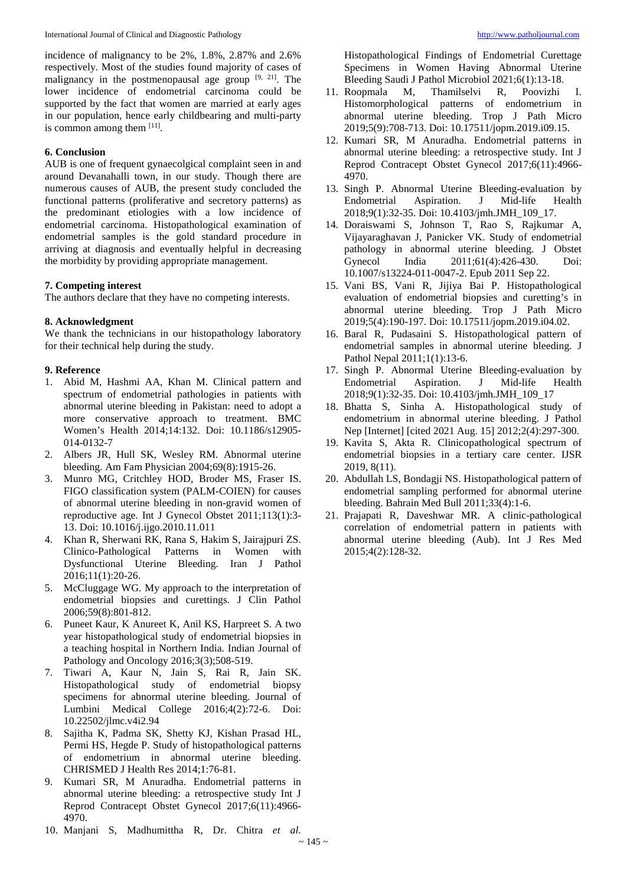incidence of malignancy to be 2%, 1.8%, 2.87% and 2.6% respectively. Most of the studies found majority of cases of malignancy in the postmenopausal age group [9, 21]. The lower incidence of endometrial carcinoma could be supported by the fact that women are married at early ages in our population, hence early childbearing and multi-party is common among them [11].

## 6. Conclusion

AUB is one of frequent gynaecolgical complaint seen in and around Devanahalli town, in our study. Though there are numerous causes of AUB, the present study concluded the functional patterns (proliferative and secretory patterns) as the predominant etiologies with a low incidence of endometrial carcinoma. Histopathological examination of endometrial samples is the gold standard procedure in arriving at diagnosis and eventually helpful in decreasing the morbidity by providing appropriate management.

## 7. Competing interest

The authors declare that they have no competing interests.

## 8. Acknowledgment

We thank the technicians in our histopathology laboratory for their technical help during the study.

## 9. Reference

1. Abid M, Hashmi AA, Khan M. Clinical pattern and spectrum of endometrial pathologies in patients with abnormal uterine bleeding in Pakistan: need to adopt a more conservative approach to treatment. BMC Women's Health 2014;14:132. Doi: 10.1186/s12905-014-0132-7
2. Albers JR, Hull SK, Wesley RM. Abnormal uterine bleeding. Am Fam Physician 2004;69(8):1915-26.
3. Munro MG, Critchley HOD, Broder MS, Fraser IS. FIGO classification system (PALM-COIEN) for causes of abnormal uterine bleeding in non-gravid women of reproductive age. Int J Gynecol Obstet 2011;113(1):3-13. Doi: 10.1016/j.ijgo.2010.11.011
4. Khan R, Sherwani RK, Rana S, Hakim S, Jairajpuri ZS. Clinico-Pathological Patterns in Women with Dysfunctional Uterine Bleeding. Iran J Pathol 2016;11(1):20-26.
5. McCluggage WG. My approach to the interpretation of endometrial biopsies and curettings. J Clin Pathol 2006;59(8):801-812.
6. Puneet Kaur, K Anureet K, Anil KS, Harpreet S. A two year histopathological study of endometrial biopsies in a teaching hospital in Northern India. Indian Journal of Pathology and Oncology 2016;3(3);508-519.
7. Tiwari A, Kaur N, Jain S, Rai R, Jain SK. Histopathological study of endometrial biopsy specimens for abnormal uterine bleeding. Journal of Lumbini Medical College 2016;4(2):72-6. Doi: 10.22502/jlmc.v4i2.94
8. Sajitha K, Padma SK, Shetty KJ, Kishan Prasad HL, Permi HS, Hegde P. Study of histopathological patterns of endometrium in abnormal uterine bleeding. CHRISMED J Health Res 2014;1:76-81.
9. Kumari SR, M Anuradha. Endometrial patterns in abnormal uterine bleeding: a retrospective study Int J Reprod Contracept Obstet Gynecol 2017;6(11):4966-4970.
10. Manjani S, Madhumittha R, Dr. Chitra *et al.* Histopathological Findings of Endometrial Curettage Specimens in Women Having Abnormal Uterine Bleeding Saudi J Pathol Microbiol 2021;6(1):13-18.
11. Roopmala M, Thamilselvi R, Poovizhi I. Histomorphological patterns of endometrium in abnormal uterine bleeding. Trop J Path Micro 2019;5(9):708-713. Doi: 10.17511/jopm.2019.i09.15.
12. Kumari SR, M Anuradha. Endometrial patterns in abnormal uterine bleeding: a retrospective study. Int J Reprod Contracept Obstet Gynecol 2017;6(11):4966-4970.
13. Singh P. Abnormal Uterine Bleeding-evaluation by Endometrial Aspiration. J Mid-life Health 2018;9(1):32-35. Doi: 10.4103/jmh.JMH_109_17.
14. Doraiswami S, Johnson T, Rao S, Rajkumar A, Vijayaraghavan J, Panicker VK. Study of endometrial pathology in abnormal uterine bleeding. J Obstet Gynecol India 2011;61(4):426-430. Doi: 10.1007/s13224-011-0047-2. Epub 2011 Sep 22.
15. Vani BS, Vani R, Jijiya Bai P. Histopathological evaluation of endometrial biopsies and curetting's in abnormal uterine bleeding. Trop J Path Micro 2019;5(4):190-197. Doi: 10.17511/jopm.2019.i04.02.
16. Baral R, Pudasaini S. Histopathological pattern of endometrial samples in abnormal uterine bleeding. J Pathol Nepal 2011;1(1):13-6.
17. Singh P. Abnormal Uterine Bleeding-evaluation by Endometrial Aspiration. J Mid-life Health 2018;9(1):32-35. Doi: 10.4103/jmh.JMH_109_17
18. Bhatta S, Sinha A. Histopathological study of endometrium in abnormal uterine bleeding. J Pathol Nep [Internet] [cited 2021 Aug. 15] 2012;2(4):297-300.
19. Kavita S, Akta R. Clinicopathological spectrum of endometrial biopsies in a tertiary care center. IJSR 2019, 8(11).
20. Abdullah LS, Bondagji NS. Histopathological pattern of endometrial sampling performed for abnormal uterine bleeding. Bahrain Med Bull 2011;33(4):1-6.
21. Prajapati R, Daveshwar MR. A clinic-pathological correlation of endometrial pattern in patients with abnormal uterine bleeding (Aub). Int J Res Med 2015;4(2):128-32.